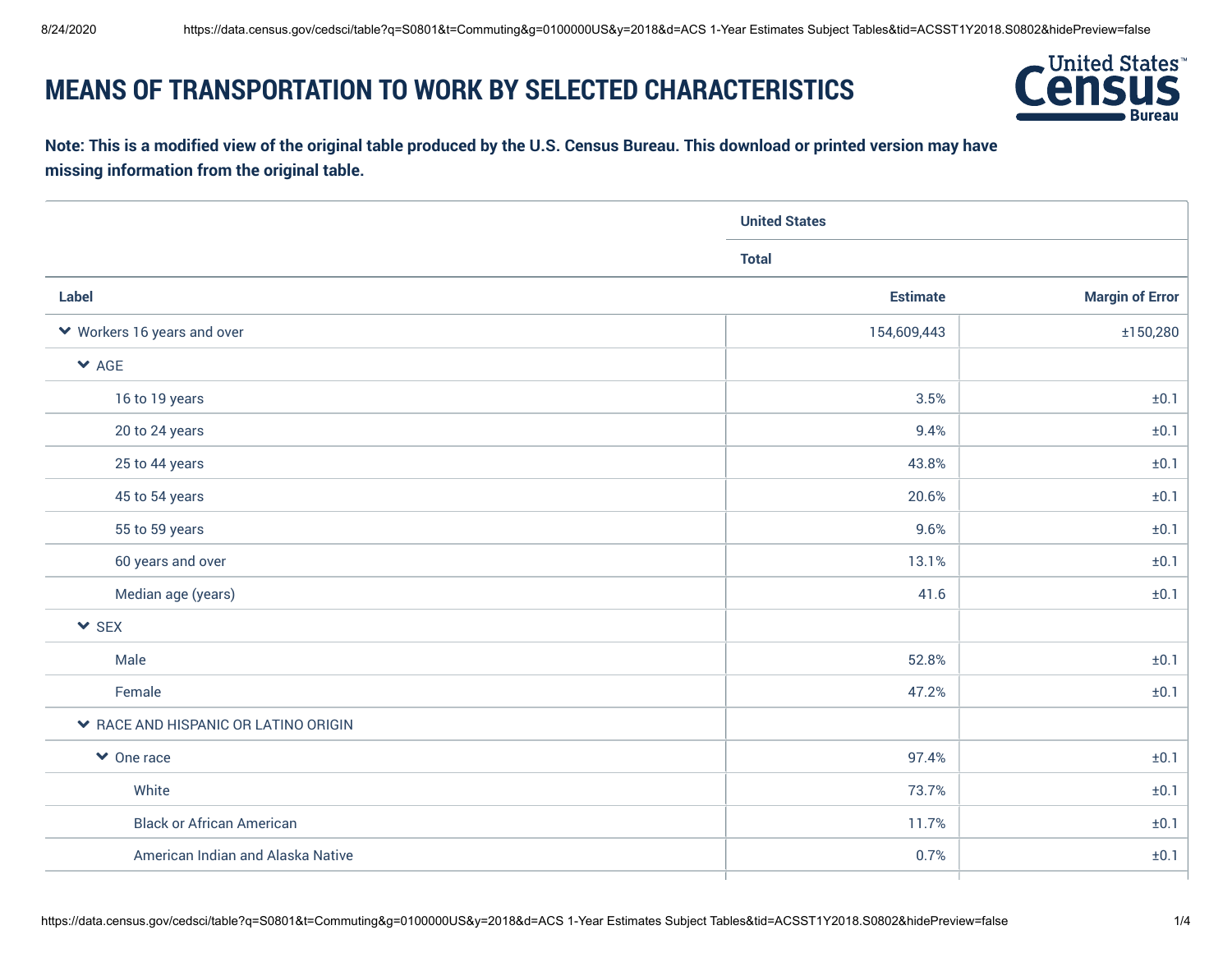# MEANS OF TRANSPORTATION TO WORK BY SELECTED CHARACTERISTICS

**Note: This is a modified view of the original table produced by the U.S. Census Bureau. This download or printed version may have missing information from the original table.**

| | United States | |
|---|---|---|
| | Total | |
| Label | Estimate | Margin of Error |
| Workers 16 years and over | 154,609,443 | ±150,280 |
| AGE | | |
| 16 to 19 years | 3.5% | ±0.1 |
| 20 to 24 years | 9.4% | ±0.1 |
| 25 to 44 years | 43.8% | ±0.1 |
| 45 to 54 years | 20.6% | ±0.1 |
| 55 to 59 years | 9.6% | ±0.1 |
| 60 years and over | 13.1% | ±0.1 |
| Median age (years) | 41.6 | ±0.1 |
| SEX | | |
| Male | 52.8% | ±0.1 |
| Female | 47.2% | ±0.1 |
| RACE AND HISPANIC OR LATINO ORIGIN | | |
| One race | 97.4% | ±0.1 |
| White | 73.7% | ±0.1 |
| Black or African American | 11.7% | ±0.1 |
| American Indian and Alaska Native | 0.7% | ±0.1 |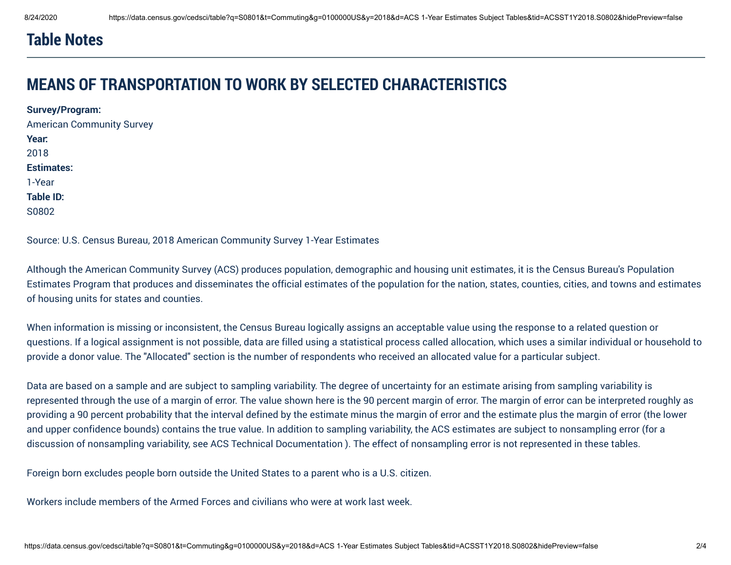## Table Notes

## MEANS OF TRANSPORTATION TO WORK BY SELECTED CHARACTERISTICS

**Survey/Program:**
American Community Survey
**Year:**
2018
**Estimates:**
1-Year
**Table ID:**
S0802

Source: U.S. Census Bureau, 2018 American Community Survey 1-Year Estimates

Although the American Community Survey (ACS) produces population, demographic and housing unit estimates, it is the Census Bureau's Population Estimates Program that produces and disseminates the official estimates of the population for the nation, states, counties, cities, and towns and estimates of housing units for states and counties.

When information is missing or inconsistent, the Census Bureau logically assigns an acceptable value using the response to a related question or questions. If a logical assignment is not possible, data are filled using a statistical process called allocation, which uses a similar individual or household to provide a donor value. The "Allocated" section is the number of respondents who received an allocated value for a particular subject.

Data are based on a sample and are subject to sampling variability. The degree of uncertainty for an estimate arising from sampling variability is represented through the use of a margin of error. The value shown here is the 90 percent margin of error. The margin of error can be interpreted roughly as providing a 90 percent probability that the interval defined by the estimate minus the margin of error and the estimate plus the margin of error (the lower and upper confidence bounds) contains the true value. In addition to sampling variability, the ACS estimates are subject to nonsampling error (for a discussion of nonsampling variability, see ACS Technical Documentation ). The effect of nonsampling error is not represented in these tables.

Foreign born excludes people born outside the United States to a parent who is a U.S. citizen.

Workers include members of the Armed Forces and civilians who were at work last week.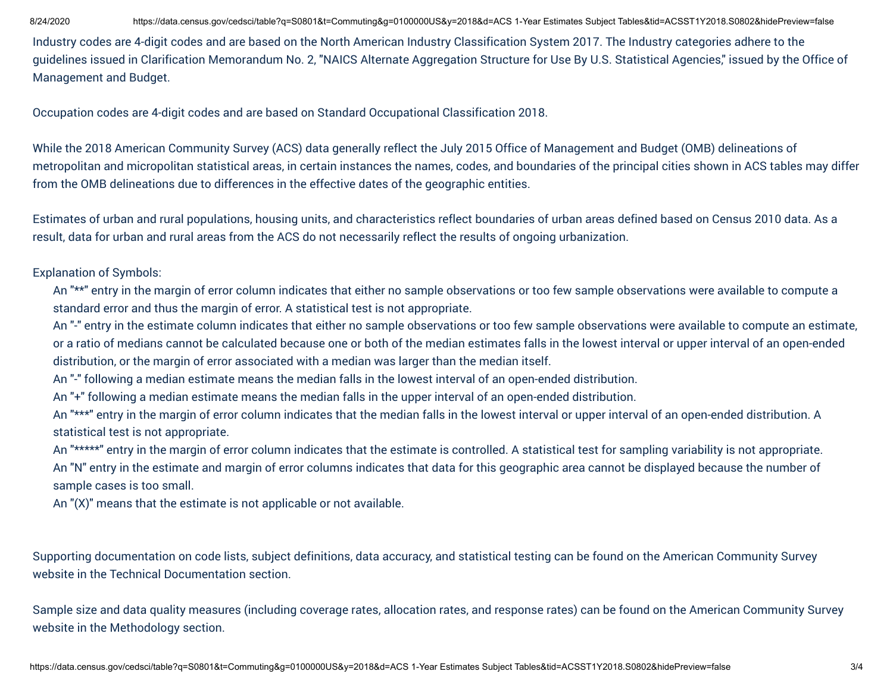Industry codes are 4-digit codes and are based on the North American Industry Classification System 2017. The Industry categories adhere to the guidelines issued in Clarification Memorandum No. 2, "NAICS Alternate Aggregation Structure for Use By U.S. Statistical Agencies," issued by the Office of Management and Budget.

Occupation codes are 4-digit codes and are based on Standard Occupational Classification 2018.

While the 2018 American Community Survey (ACS) data generally reflect the July 2015 Office of Management and Budget (OMB) delineations of metropolitan and micropolitan statistical areas, in certain instances the names, codes, and boundaries of the principal cities shown in ACS tables may differ from the OMB delineations due to differences in the effective dates of the geographic entities.

Estimates of urban and rural populations, housing units, and characteristics reflect boundaries of urban areas defined based on Census 2010 data. As a result, data for urban and rural areas from the ACS do not necessarily reflect the results of ongoing urbanization.

Explanation of Symbols:

An "**" entry in the margin of error column indicates that either no sample observations or too few sample observations were available to compute a standard error and thus the margin of error. A statistical test is not appropriate.
An "-" entry in the estimate column indicates that either no sample observations or too few sample observations were available to compute an estimate, or a ratio of medians cannot be calculated because one or both of the median estimates falls in the lowest interval or upper interval of an open-ended distribution, or the margin of error associated with a median was larger than the median itself.
An "-" following a median estimate means the median falls in the lowest interval of an open-ended distribution.
An "+" following a median estimate means the median falls in the upper interval of an open-ended distribution.
An "***" entry in the margin of error column indicates that the median falls in the lowest interval or upper interval of an open-ended distribution. A statistical test is not appropriate.
An "*****" entry in the margin of error column indicates that the estimate is controlled. A statistical test for sampling variability is not appropriate.
An "N" entry in the estimate and margin of error columns indicates that data for this geographic area cannot be displayed because the number of sample cases is too small.
An "(X)" means that the estimate is not applicable or not available.

Supporting documentation on code lists, subject definitions, data accuracy, and statistical testing can be found on the American Community Survey website in the Technical Documentation section.

Sample size and data quality measures (including coverage rates, allocation rates, and response rates) can be found on the American Community Survey website in the Methodology section.